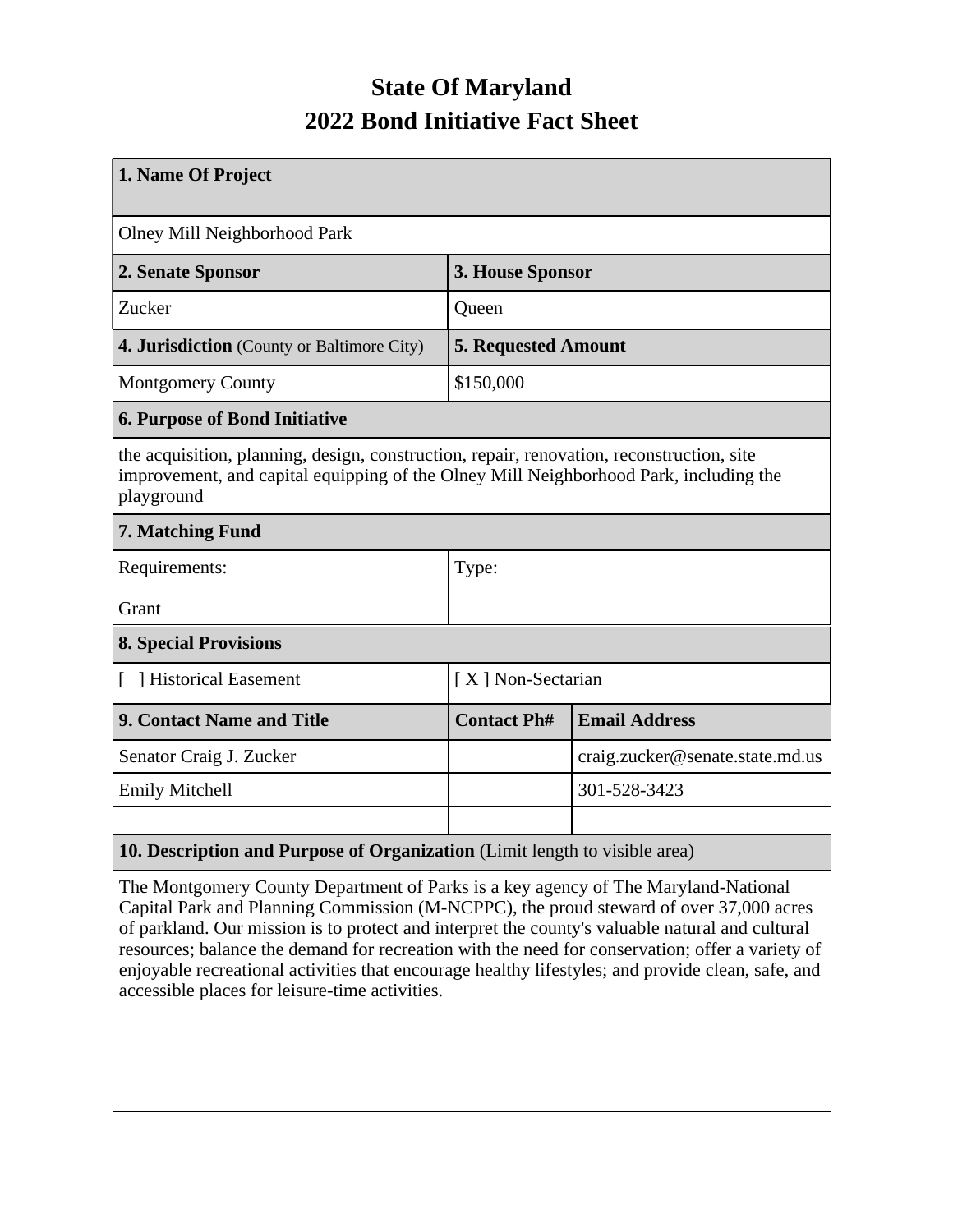# State Of Maryland
# 2022 Bond Initiative Fact Sheet

| 1. Name Of Project | | |
|---|---|---|
| Olney Mill Neighborhood Park | | |
| **2. Senate Sponsor** | **3. House Sponsor** | |
| Zucker | Queen | |
| **4. Jurisdiction** (County or Baltimore City) | **5. Requested Amount** | |
| Montgomery County | $150,000 | |
| **6. Purpose of Bond Initiative** | | |
| the acquisition, planning, design, construction, repair, renovation, reconstruction, site improvement, and capital equipping of the Olney Mill Neighborhood Park, including the playground | | |
| **7. Matching Fund** | | |
| Requirements:<br><br>Grant | Type: | |
| **8. Special Provisions** | | |
| [ ] Historical Easement | [ X ] Non-Sectarian | |
| **9. Contact Name and Title** | **Contact Ph#** | **Email Address** |
| Senator Craig J. Zucker | | craig.zucker@senate.state.md.us |
| Emily Mitchell | | 301-528-3423 |
| | | |
| **10. Description and Purpose of Organization** (Limit length to visible area) | | |
| The Montgomery County Department of Parks is a key agency of The Maryland-National Capital Park and Planning Commission (M-NCPPC), the proud steward of over 37,000 acres of parkland. Our mission is to protect and interpret the county's valuable natural and cultural resources; balance the demand for recreation with the need for conservation; offer a variety of enjoyable recreational activities that encourage healthy lifestyles; and provide clean, safe, and accessible places for leisure-time activities. | | |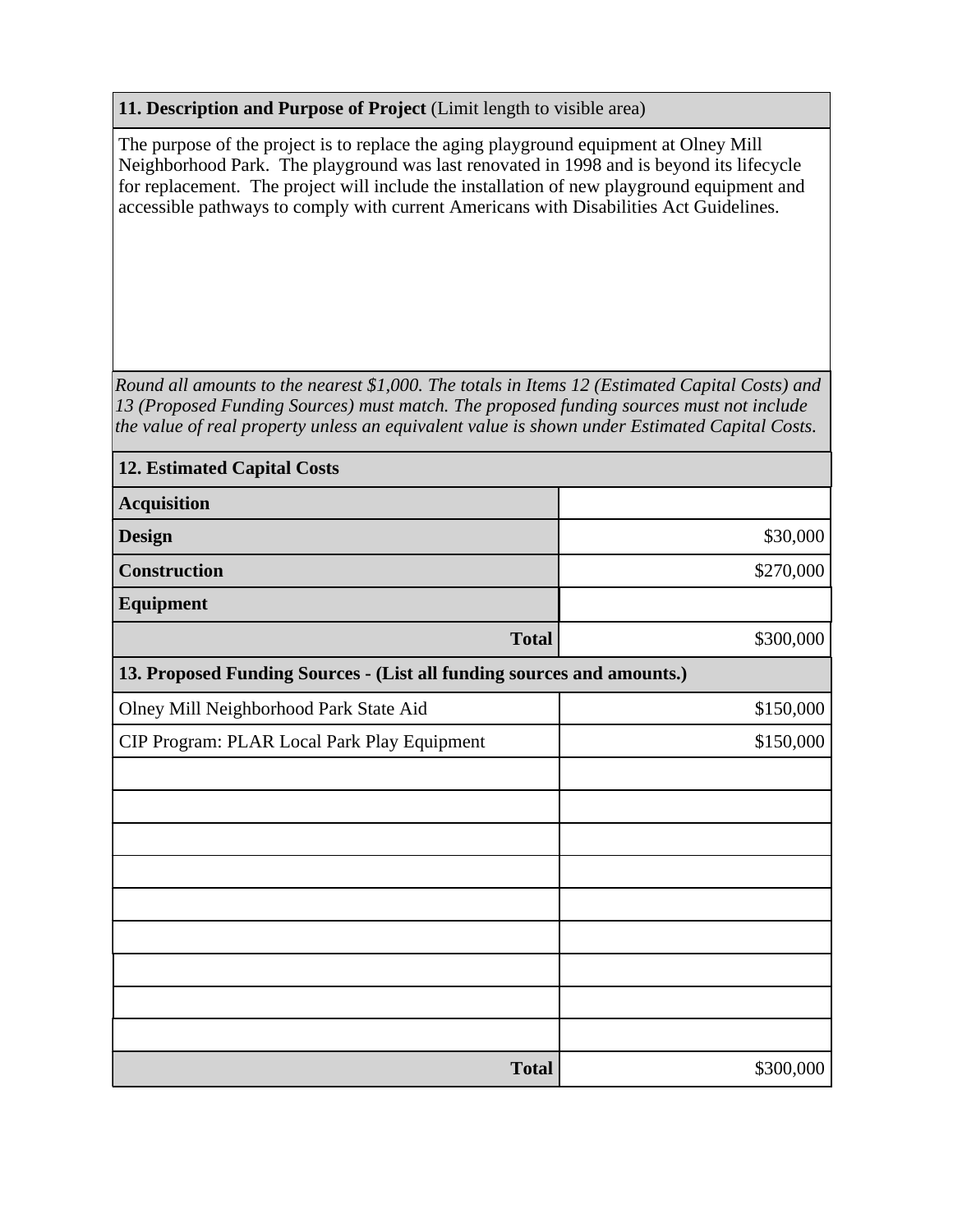**11. Description and Purpose of Project** (Limit length to visible area)

The purpose of the project is to replace the aging playground equipment at Olney Mill Neighborhood Park. The playground was last renovated in 1998 and is beyond its lifecycle for replacement. The project will include the installation of new playground equipment and accessible pathways to comply with current Americans with Disabilities Act Guidelines.

*Round all amounts to the nearest $1,000. The totals in Items 12 (Estimated Capital Costs) and 13 (Proposed Funding Sources) must match. The proposed funding sources must not include the value of real property unless an equivalent value is shown under Estimated Capital Costs.*

| **12. Estimated Capital Costs** | |
|---|---|
| **Acquisition** | |
| **Design** | $30,000 |
| **Construction** | $270,000 |
| **Equipment** | |
| **Total** | $300,000 |

| **13. Proposed Funding Sources - (List all funding sources and amounts.)** | |
|---|---|
| Olney Mill Neighborhood Park State Aid | $150,000 |
| CIP Program: PLAR Local Park Play Equipment | $150,000 |
| | |
| | |
| | |
| | |
| | |
| | |
| | |
| | |
| | |
| **Total** | $300,000 |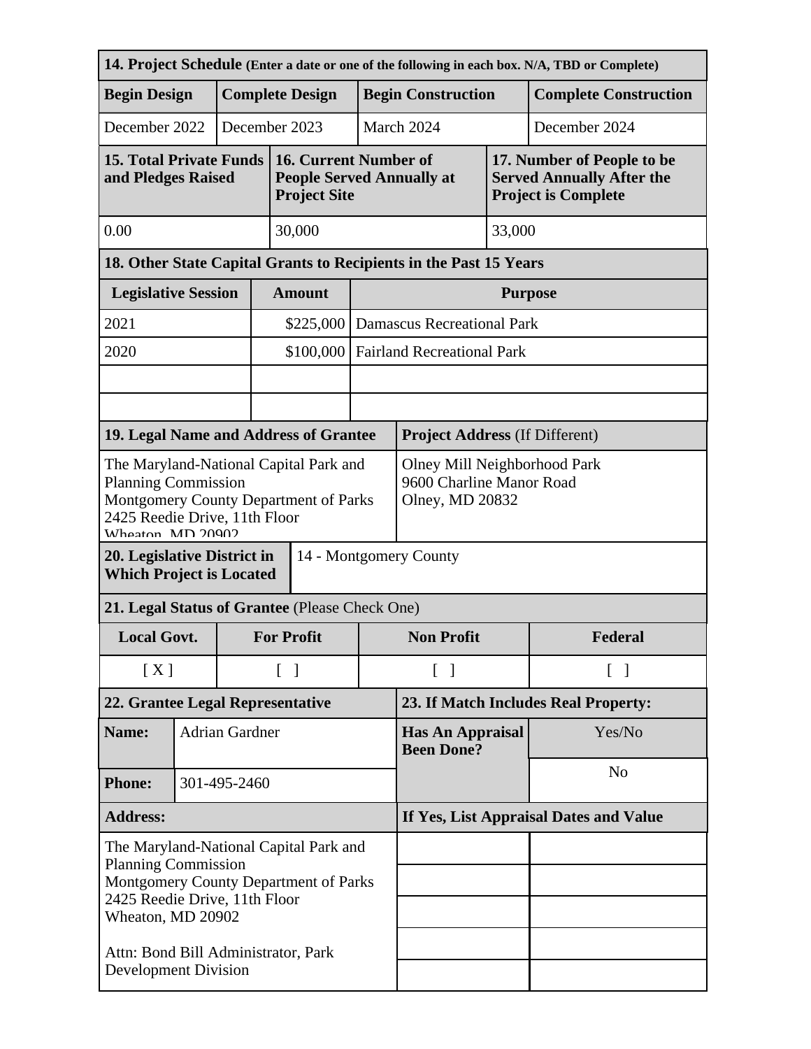**14. Project Schedule** (Enter a date or one of the following in each box. N/A, TBD or Complete)

| Begin Design | Complete Design | Begin Construction | Complete Construction |
|---|---|---|---|
| December 2022 | December 2023 | March 2024 | December 2024 |

| 15. Total Private Funds and Pledges Raised | 16. Current Number of People Served Annually at Project Site | 17. Number of People to be Served Annually After the Project is Complete |
|---|---|---|
| 0.00 | 30,000 | 33,000 |

**18. Other State Capital Grants to Recipients in the Past 15 Years**

| Legislative Session | Amount | Purpose |
|---|---|---|
| 2021 | $225,000 | Damascus Recreational Park |
| 2020 | $100,000 | Fairland Recreational Park |
| | | |
| | | |

| 19. Legal Name and Address of Grantee | Project Address (If Different) |
|---|---|
| The Maryland-National Capital Park and Planning Commission<br>Montgomery County Department of Parks<br>2425 Reedie Drive, 11th Floor<br>Wheaton, MD 20902 | Olney Mill Neighborhood Park<br>9600 Charline Manor Road<br>Olney, MD 20832 |

| 20. Legislative District in Which Project is Located | 14 - Montgomery County |
|---|---|

**21. Legal Status of Grantee** (Please Check One)

| Local Govt. | For Profit | Non Profit | Federal |
|---|---|---|---|
| [ X ] | [ ] | [ ] | [ ] |

| 22. Grantee Legal Representative | | 23. If Match Includes Real Property: | |
|---|---|---|---|
| **Name:** | Adrian Gardner | **Has An Appraisal Been Done?** | Yes/No |
| **Phone:** | 301-495-2460 | | No |
| **Address:** | | **If Yes, List Appraisal Dates and Value** | |
| The Maryland-National Capital Park and Planning Commission<br>Montgomery County Department of Parks<br>2425 Reedie Drive, 11th Floor<br>Wheaton, MD 20902<br><br>Attn: Bond Bill Administrator, Park Development Division | | | |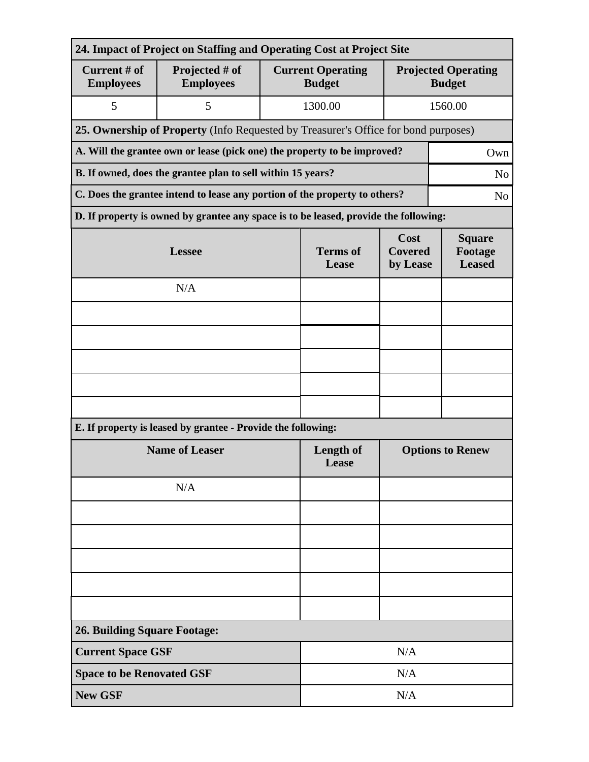| 24. Impact of Project on Staffing and Operating Cost at Project Site | | | |
|---|---|---|---|
| **Current # of Employees** | **Projected # of Employees** | **Current Operating Budget** | **Projected Operating Budget** |
| 5 | 5 | 1300.00 | 1560.00 |

**25. Ownership of Property** (Info Requested by Treasurer's Office for bond purposes)

| Question | Answer |
|---|---|
| **A. Will the grantee own or lease (pick one) the property to be improved?** | Own |
| **B. If owned, does the grantee plan to sell within 15 years?** | No |
| **C. Does the grantee intend to lease any portion of the property to others?** | No |

**D. If property is owned by grantee any space is to be leased, provide the following:**

| Lessee | Terms of Lease | Cost Covered by Lease | Square Footage Leased |
|---|---|---|---|
| N/A | | | |
| | | | |
| | | | |
| | | | |
| | | | |
| | | | |

**E. If property is leased by grantee - Provide the following:**

| Name of Leaser | Length of Lease | Options to Renew |
|---|---|---|
| N/A | | |
| | | |
| | | |
| | | |
| | | |
| | | |

**26. Building Square Footage:**

| | |
|---|---|
| **Current Space GSF** | N/A |
| **Space to be Renovated GSF** | N/A |
| **New GSF** | N/A |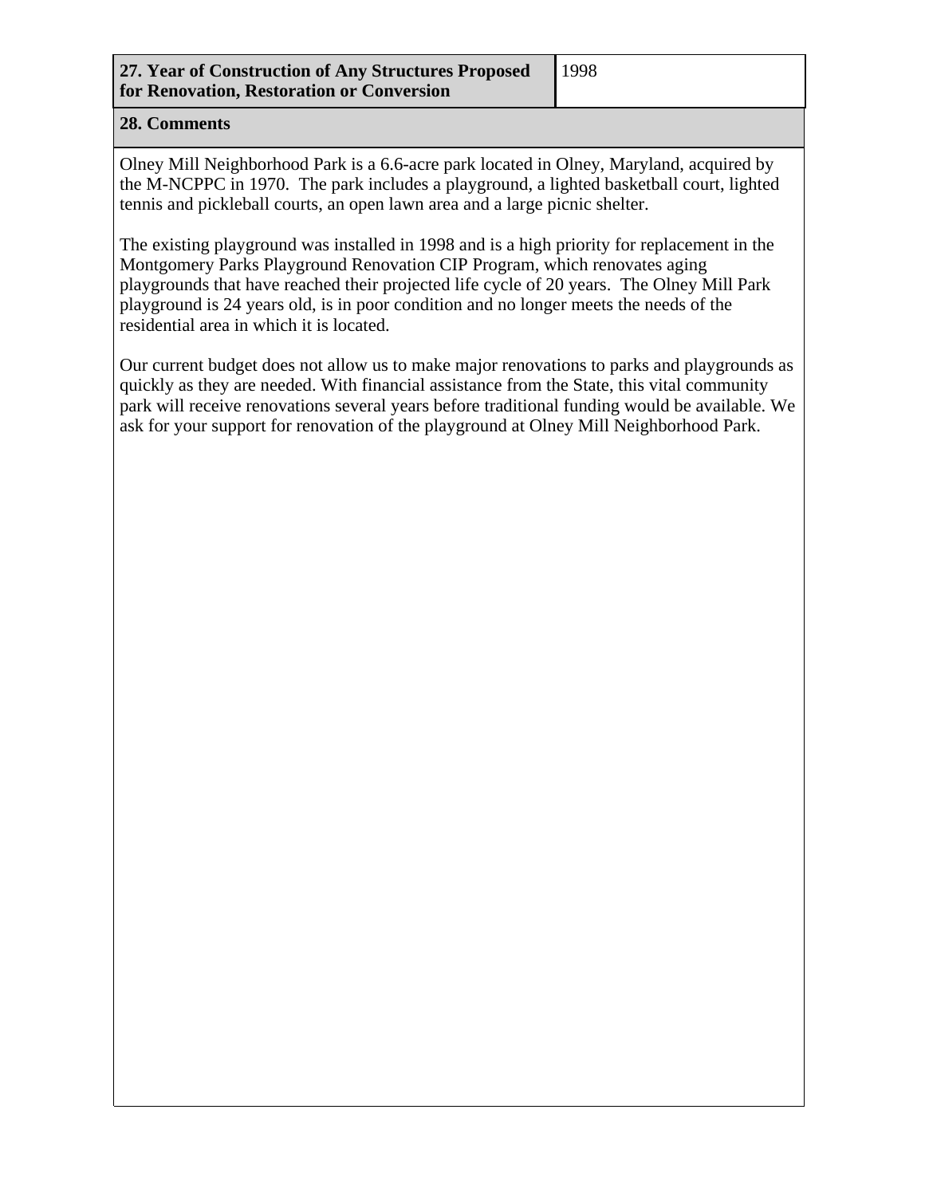| | |
|---|---|
| **27. Year of Construction of Any Structures Proposed for Renovation, Restoration or Conversion** | 1998 |

**28. Comments**

Olney Mill Neighborhood Park is a 6.6-acre park located in Olney, Maryland, acquired by the M-NCPPC in 1970. The park includes a playground, a lighted basketball court, lighted tennis and pickleball courts, an open lawn area and a large picnic shelter.

The existing playground was installed in 1998 and is a high priority for replacement in the Montgomery Parks Playground Renovation CIP Program, which renovates aging playgrounds that have reached their projected life cycle of 20 years. The Olney Mill Park playground is 24 years old, is in poor condition and no longer meets the needs of the residential area in which it is located.

Our current budget does not allow us to make major renovations to parks and playgrounds as quickly as they are needed. With financial assistance from the State, this vital community park will receive renovations several years before traditional funding would be available. We ask for your support for renovation of the playground at Olney Mill Neighborhood Park.